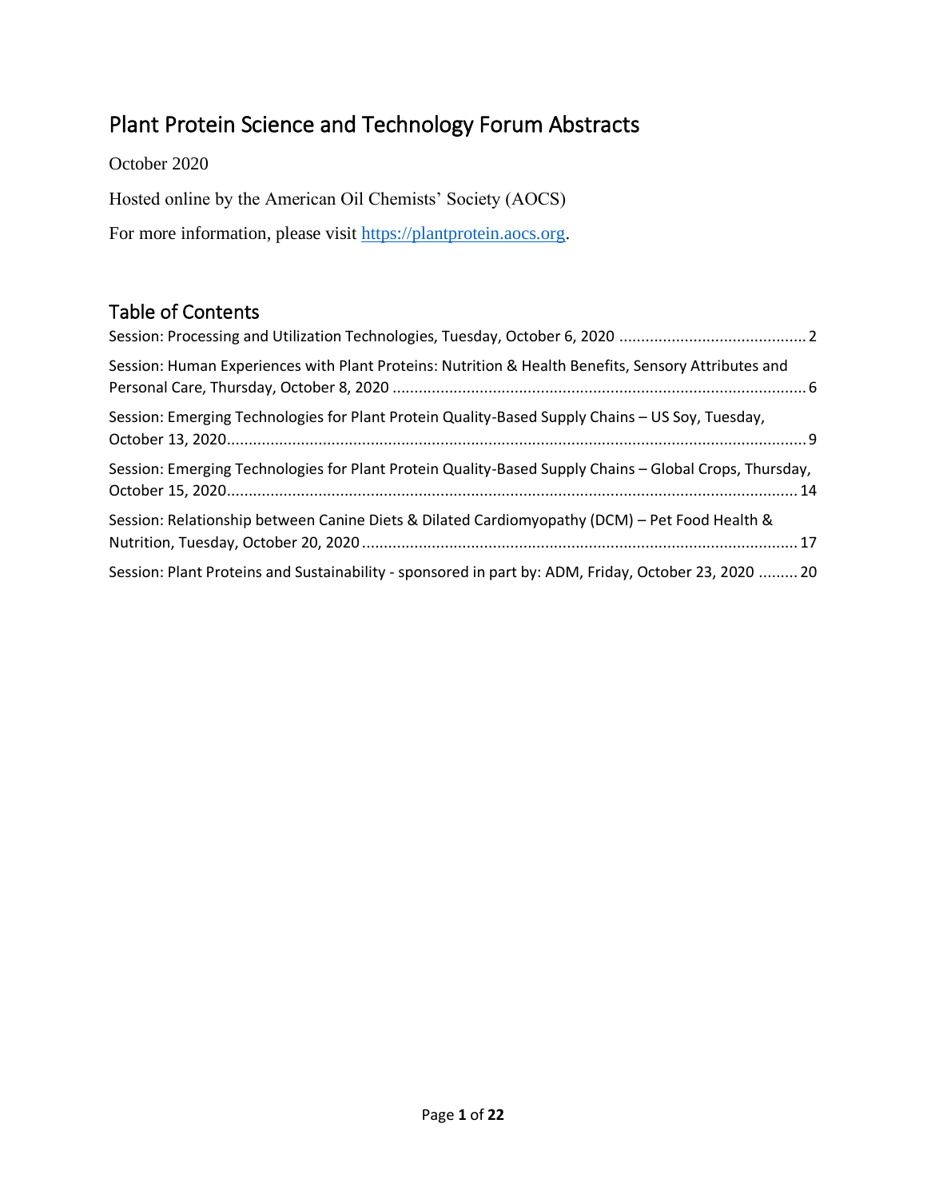# Plant Protein Science and Technology Forum Abstracts

October 2020

Hosted online by the American Oil Chemists' Society (AOCS)

For more information, please visit [https://plantprotein.aocs.org](https://plantprotein.aocs.org).

## Table of Contents

Session: Processing and Utilization Technologies, Tuesday, October 6, 2020 .......................................... 2

Session: Human Experiences with Plant Proteins: Nutrition & Health Benefits, Sensory Attributes and Personal Care, Thursday, October 8, 2020 .............................................................................................. 6

Session: Emerging Technologies for Plant Protein Quality-Based Supply Chains – US Soy, Tuesday, October 13, 2020.................................................................................................................................... 9

Session: Emerging Technologies for Plant Protein Quality-Based Supply Chains – Global Crops, Thursday, October 15, 2020.................................................................................................................................. 14

Session: Relationship between Canine Diets & Dilated Cardiomyopathy (DCM) – Pet Food Health & Nutrition, Tuesday, October 20, 2020 .................................................................................................... 17

Session: Plant Proteins and Sustainability - sponsored in part by: ADM, Friday, October 23, 2020 ......... 20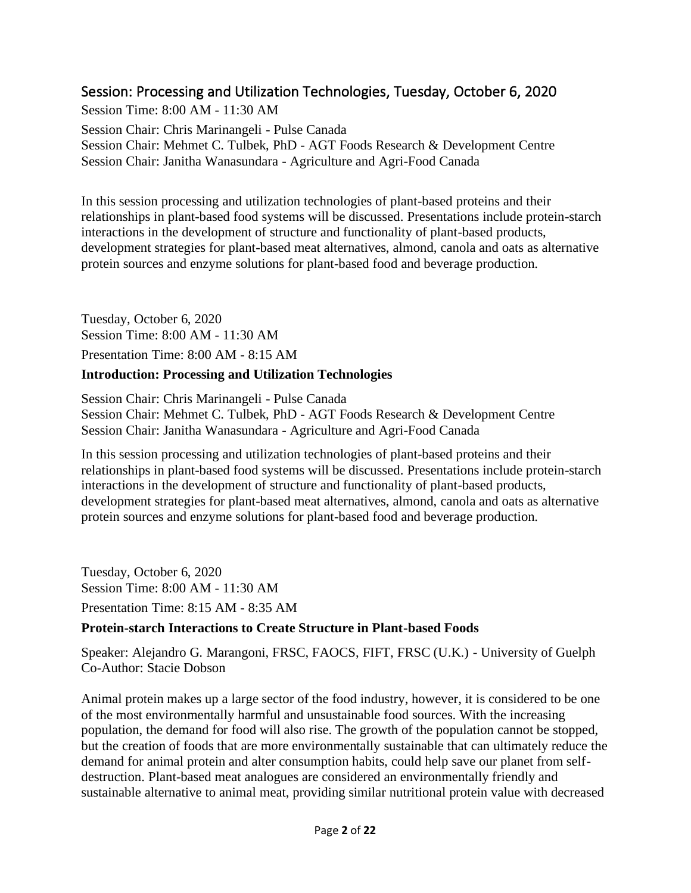## Session: Processing and Utilization Technologies, Tuesday, October 6, 2020

Session Time: 8:00 AM - 11:30 AM

Session Chair: Chris Marinangeli - Pulse Canada
Session Chair: Mehmet C. Tulbek, PhD - AGT Foods Research & Development Centre
Session Chair: Janitha Wanasundara - Agriculture and Agri-Food Canada

In this session processing and utilization technologies of plant-based proteins and their relationships in plant-based food systems will be discussed. Presentations include protein-starch interactions in the development of structure and functionality of plant-based products, development strategies for plant-based meat alternatives, almond, canola and oats as alternative protein sources and enzyme solutions for plant-based food and beverage production.

Tuesday, October 6, 2020
Session Time: 8:00 AM - 11:30 AM

Presentation Time: 8:00 AM - 8:15 AM

### Introduction: Processing and Utilization Technologies

Session Chair: Chris Marinangeli - Pulse Canada
Session Chair: Mehmet C. Tulbek, PhD - AGT Foods Research & Development Centre
Session Chair: Janitha Wanasundara - Agriculture and Agri-Food Canada

In this session processing and utilization technologies of plant-based proteins and their relationships in plant-based food systems will be discussed. Presentations include protein-starch interactions in the development of structure and functionality of plant-based products, development strategies for plant-based meat alternatives, almond, canola and oats as alternative protein sources and enzyme solutions for plant-based food and beverage production.

Tuesday, October 6, 2020
Session Time: 8:00 AM - 11:30 AM

Presentation Time: 8:15 AM - 8:35 AM

### Protein-starch Interactions to Create Structure in Plant-based Foods

Speaker: Alejandro G. Marangoni, FRSC, FAOCS, FIFT, FRSC (U.K.) - University of Guelph
Co-Author: Stacie Dobson

Animal protein makes up a large sector of the food industry, however, it is considered to be one of the most environmentally harmful and unsustainable food sources. With the increasing population, the demand for food will also rise. The growth of the population cannot be stopped, but the creation of foods that are more environmentally sustainable that can ultimately reduce the demand for animal protein and alter consumption habits, could help save our planet from self-destruction. Plant-based meat analogues are considered an environmentally friendly and sustainable alternative to animal meat, providing similar nutritional protein value with decreased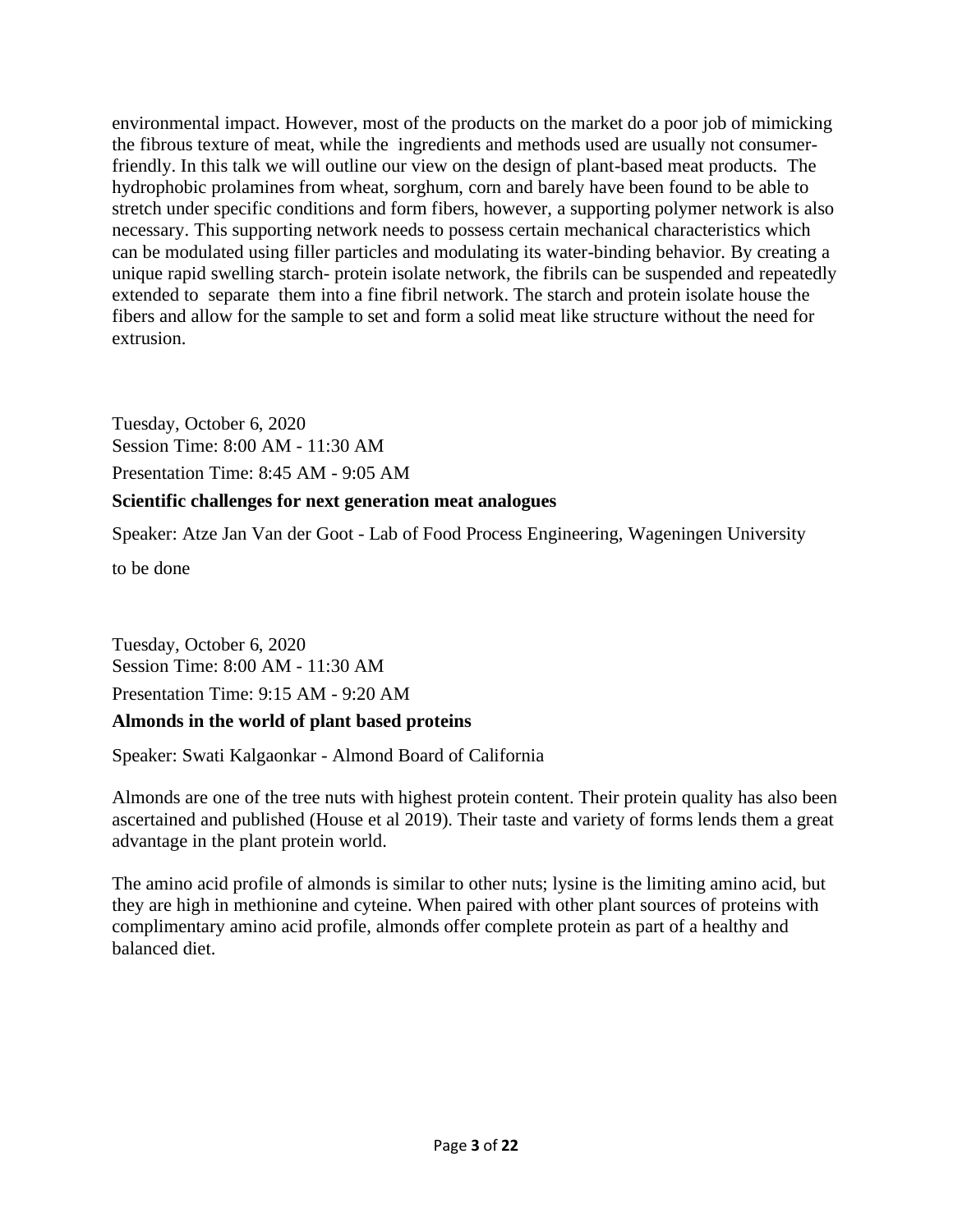environmental impact. However, most of the products on the market do a poor job of mimicking the fibrous texture of meat, while the ingredients and methods used are usually not consumer-friendly. In this talk we will outline our view on the design of plant-based meat products. The hydrophobic prolamines from wheat, sorghum, corn and barely have been found to be able to stretch under specific conditions and form fibers, however, a supporting polymer network is also necessary. This supporting network needs to possess certain mechanical characteristics which can be modulated using filler particles and modulating its water-binding behavior. By creating a unique rapid swelling starch- protein isolate network, the fibrils can be suspended and repeatedly extended to separate them into a fine fibril network. The starch and protein isolate house the fibers and allow for the sample to set and form a solid meat like structure without the need for extrusion.

Tuesday, October 6, 2020
Session Time: 8:00 AM - 11:30 AM

Presentation Time: 8:45 AM - 9:05 AM

**Scientific challenges for next generation meat analogues**

Speaker: Atze Jan Van der Goot - Lab of Food Process Engineering, Wageningen University

to be done

Tuesday, October 6, 2020
Session Time: 8:00 AM - 11:30 AM

Presentation Time: 9:15 AM - 9:20 AM

**Almonds in the world of plant based proteins**

Speaker: Swati Kalgaonkar - Almond Board of California

Almonds are one of the tree nuts with highest protein content. Their protein quality has also been ascertained and published (House et al 2019). Their taste and variety of forms lends them a great advantage in the plant protein world.

The amino acid profile of almonds is similar to other nuts; lysine is the limiting amino acid, but they are high in methionine and cyteine. When paired with other plant sources of proteins with complimentary amino acid profile, almonds offer complete protein as part of a healthy and balanced diet.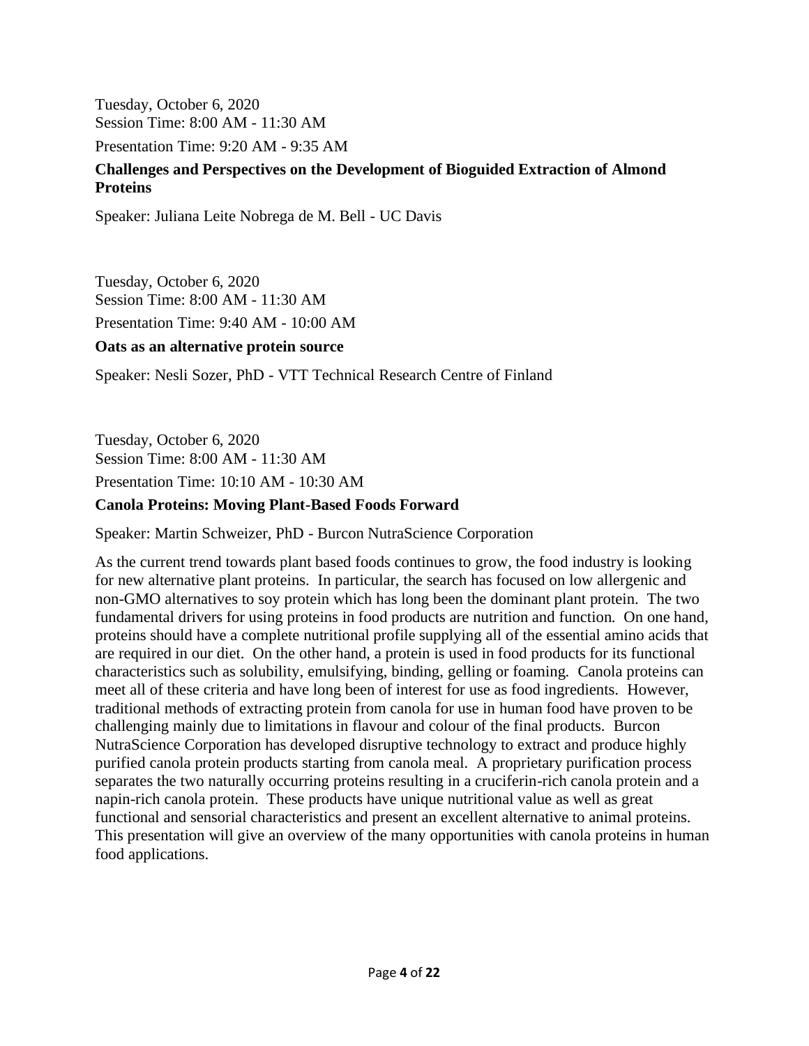Tuesday, October 6, 2020
Session Time: 8:00 AM - 11:30 AM

Presentation Time: 9:20 AM - 9:35 AM

**Challenges and Perspectives on the Development of Bioguided Extraction of Almond Proteins**

Speaker: Juliana Leite Nobrega de M. Bell - UC Davis

Tuesday, October 6, 2020
Session Time: 8:00 AM - 11:30 AM

Presentation Time: 9:40 AM - 10:00 AM

**Oats as an alternative protein source**

Speaker: Nesli Sozer, PhD - VTT Technical Research Centre of Finland

Tuesday, October 6, 2020
Session Time: 8:00 AM - 11:30 AM

Presentation Time: 10:10 AM - 10:30 AM

**Canola Proteins: Moving Plant-Based Foods Forward**

Speaker: Martin Schweizer, PhD - Burcon NutraScience Corporation

As the current trend towards plant based foods continues to grow, the food industry is looking for new alternative plant proteins. In particular, the search has focused on low allergenic and non-GMO alternatives to soy protein which has long been the dominant plant protein. The two fundamental drivers for using proteins in food products are nutrition and function. On one hand, proteins should have a complete nutritional profile supplying all of the essential amino acids that are required in our diet. On the other hand, a protein is used in food products for its functional characteristics such as solubility, emulsifying, binding, gelling or foaming. Canola proteins can meet all of these criteria and have long been of interest for use as food ingredients. However, traditional methods of extracting protein from canola for use in human food have proven to be challenging mainly due to limitations in flavour and colour of the final products. Burcon NutraScience Corporation has developed disruptive technology to extract and produce highly purified canola protein products starting from canola meal. A proprietary purification process separates the two naturally occurring proteins resulting in a cruciferin-rich canola protein and a napin-rich canola protein. These products have unique nutritional value as well as great functional and sensorial characteristics and present an excellent alternative to animal proteins. This presentation will give an overview of the many opportunities with canola proteins in human food applications.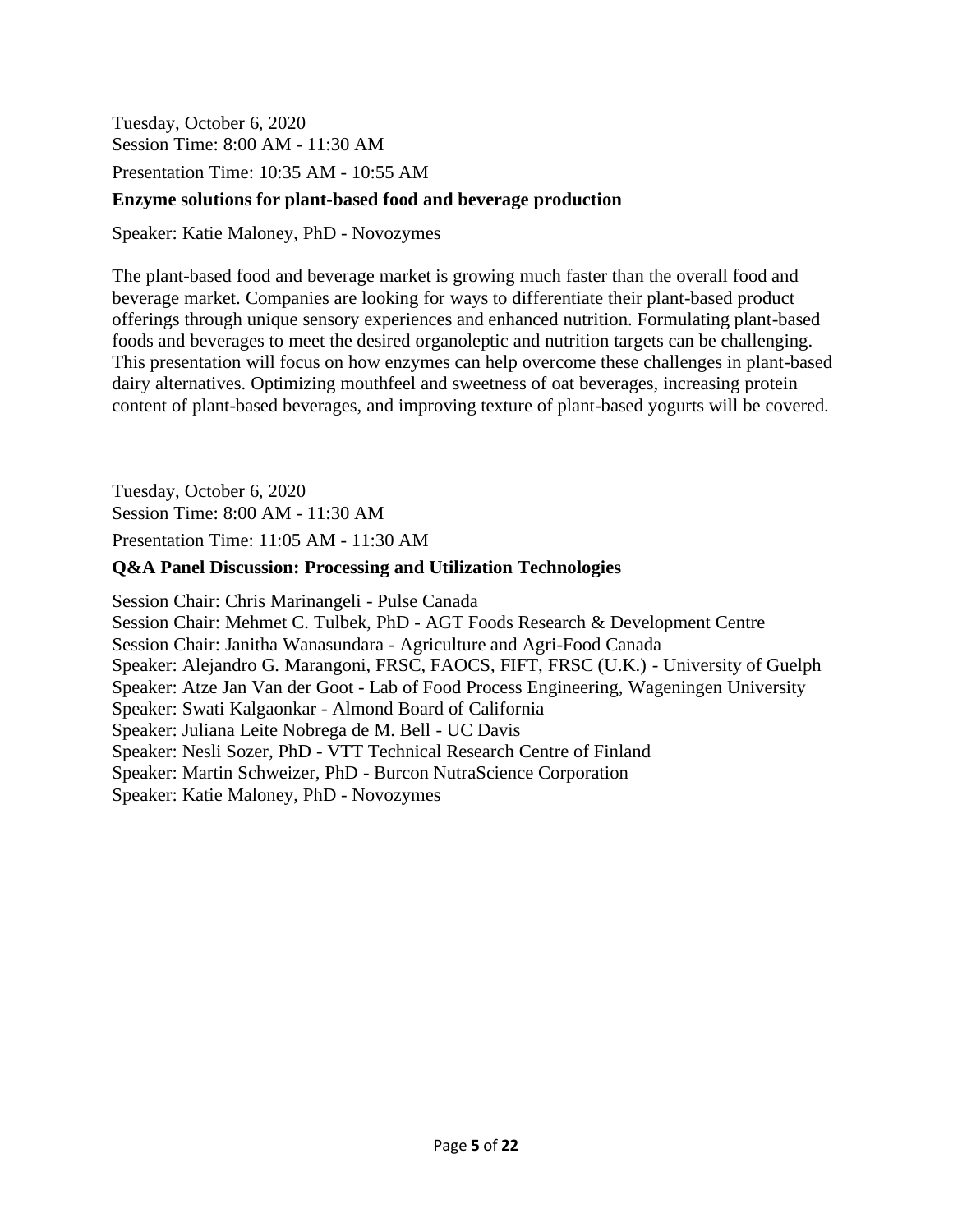Tuesday, October 6, 2020
Session Time: 8:00 AM - 11:30 AM

Presentation Time: 10:35 AM - 10:55 AM

**Enzyme solutions for plant-based food and beverage production**

Speaker: Katie Maloney, PhD - Novozymes

The plant-based food and beverage market is growing much faster than the overall food and beverage market. Companies are looking for ways to differentiate their plant-based product offerings through unique sensory experiences and enhanced nutrition. Formulating plant-based foods and beverages to meet the desired organoleptic and nutrition targets can be challenging. This presentation will focus on how enzymes can help overcome these challenges in plant-based dairy alternatives. Optimizing mouthfeel and sweetness of oat beverages, increasing protein content of plant-based beverages, and improving texture of plant-based yogurts will be covered.

Tuesday, October 6, 2020
Session Time: 8:00 AM - 11:30 AM

Presentation Time: 11:05 AM - 11:30 AM

**Q&A Panel Discussion: Processing and Utilization Technologies**

Session Chair: Chris Marinangeli - Pulse Canada
Session Chair: Mehmet C. Tulbek, PhD - AGT Foods Research & Development Centre
Session Chair: Janitha Wanasundara - Agriculture and Agri-Food Canada
Speaker: Alejandro G. Marangoni, FRSC, FAOCS, FIFT, FRSC (U.K.) - University of Guelph
Speaker: Atze Jan Van der Goot - Lab of Food Process Engineering, Wageningen University
Speaker: Swati Kalgaonkar - Almond Board of California
Speaker: Juliana Leite Nobrega de M. Bell - UC Davis
Speaker: Nesli Sozer, PhD - VTT Technical Research Centre of Finland
Speaker: Martin Schweizer, PhD - Burcon NutraScience Corporation
Speaker: Katie Maloney, PhD - Novozymes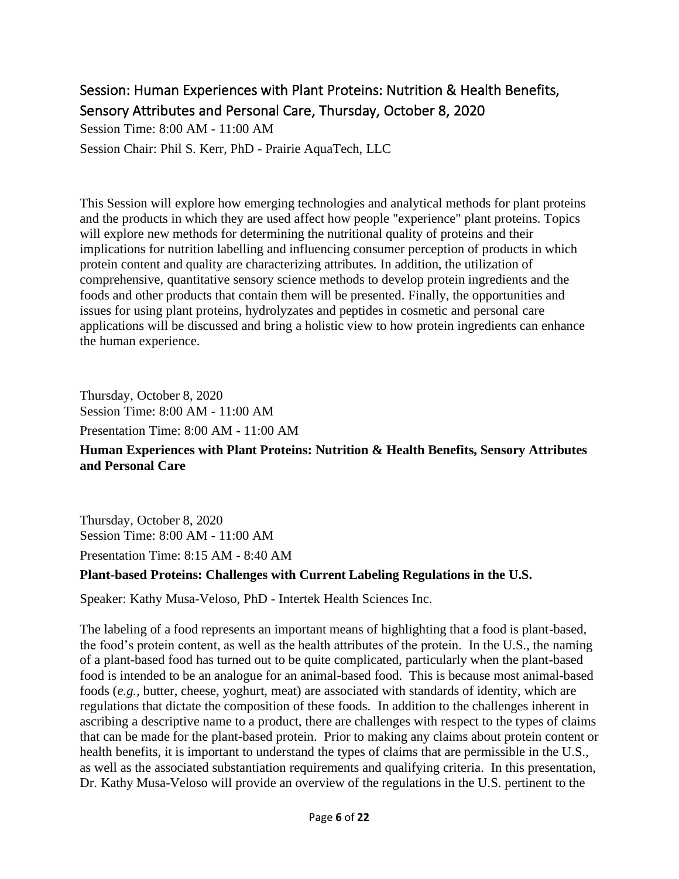## Session: Human Experiences with Plant Proteins: Nutrition & Health Benefits, Sensory Attributes and Personal Care, Thursday, October 8, 2020

Session Time: 8:00 AM - 11:00 AM

Session Chair: Phil S. Kerr, PhD - Prairie AquaTech, LLC

This Session will explore how emerging technologies and analytical methods for plant proteins and the products in which they are used affect how people "experience" plant proteins. Topics will explore new methods for determining the nutritional quality of proteins and their implications for nutrition labelling and influencing consumer perception of products in which protein content and quality are characterizing attributes. In addition, the utilization of comprehensive, quantitative sensory science methods to develop protein ingredients and the foods and other products that contain them will be presented. Finally, the opportunities and issues for using plant proteins, hydrolyzates and peptides in cosmetic and personal care applications will be discussed and bring a holistic view to how protein ingredients can enhance the human experience.

Thursday, October 8, 2020
Session Time: 8:00 AM - 11:00 AM

Presentation Time: 8:00 AM - 11:00 AM

**Human Experiences with Plant Proteins: Nutrition & Health Benefits, Sensory Attributes and Personal Care**

Thursday, October 8, 2020
Session Time: 8:00 AM - 11:00 AM

Presentation Time: 8:15 AM - 8:40 AM

**Plant-based Proteins: Challenges with Current Labeling Regulations in the U.S.**

Speaker: Kathy Musa-Veloso, PhD - Intertek Health Sciences Inc.

The labeling of a food represents an important means of highlighting that a food is plant-based, the food's protein content, as well as the health attributes of the protein. In the U.S., the naming of a plant-based food has turned out to be quite complicated, particularly when the plant-based food is intended to be an analogue for an animal-based food. This is because most animal-based foods (*e.g.*, butter, cheese, yoghurt, meat) are associated with standards of identity, which are regulations that dictate the composition of these foods. In addition to the challenges inherent in ascribing a descriptive name to a product, there are challenges with respect to the types of claims that can be made for the plant-based protein. Prior to making any claims about protein content or health benefits, it is important to understand the types of claims that are permissible in the U.S., as well as the associated substantiation requirements and qualifying criteria. In this presentation, Dr. Kathy Musa-Veloso will provide an overview of the regulations in the U.S. pertinent to the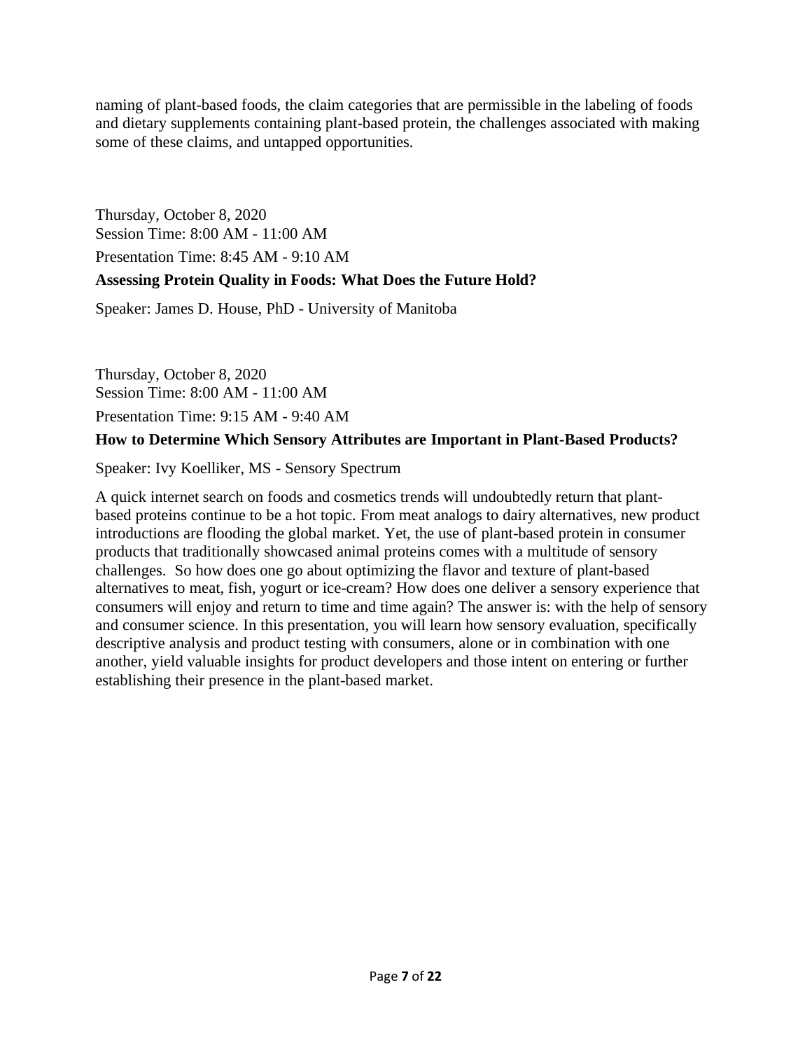naming of plant-based foods, the claim categories that are permissible in the labeling of foods and dietary supplements containing plant-based protein, the challenges associated with making some of these claims, and untapped opportunities.

Thursday, October 8, 2020
Session Time: 8:00 AM - 11:00 AM

Presentation Time: 8:45 AM - 9:10 AM

**Assessing Protein Quality in Foods: What Does the Future Hold?**

Speaker: James D. House, PhD - University of Manitoba

Thursday, October 8, 2020
Session Time: 8:00 AM - 11:00 AM

Presentation Time: 9:15 AM - 9:40 AM

**How to Determine Which Sensory Attributes are Important in Plant-Based Products?**

Speaker: Ivy Koelliker, MS - Sensory Spectrum

A quick internet search on foods and cosmetics trends will undoubtedly return that plant-based proteins continue to be a hot topic. From meat analogs to dairy alternatives, new product introductions are flooding the global market. Yet, the use of plant-based protein in consumer products that traditionally showcased animal proteins comes with a multitude of sensory challenges. So how does one go about optimizing the flavor and texture of plant-based alternatives to meat, fish, yogurt or ice-cream? How does one deliver a sensory experience that consumers will enjoy and return to time and time again? The answer is: with the help of sensory and consumer science. In this presentation, you will learn how sensory evaluation, specifically descriptive analysis and product testing with consumers, alone or in combination with one another, yield valuable insights for product developers and those intent on entering or further establishing their presence in the plant-based market.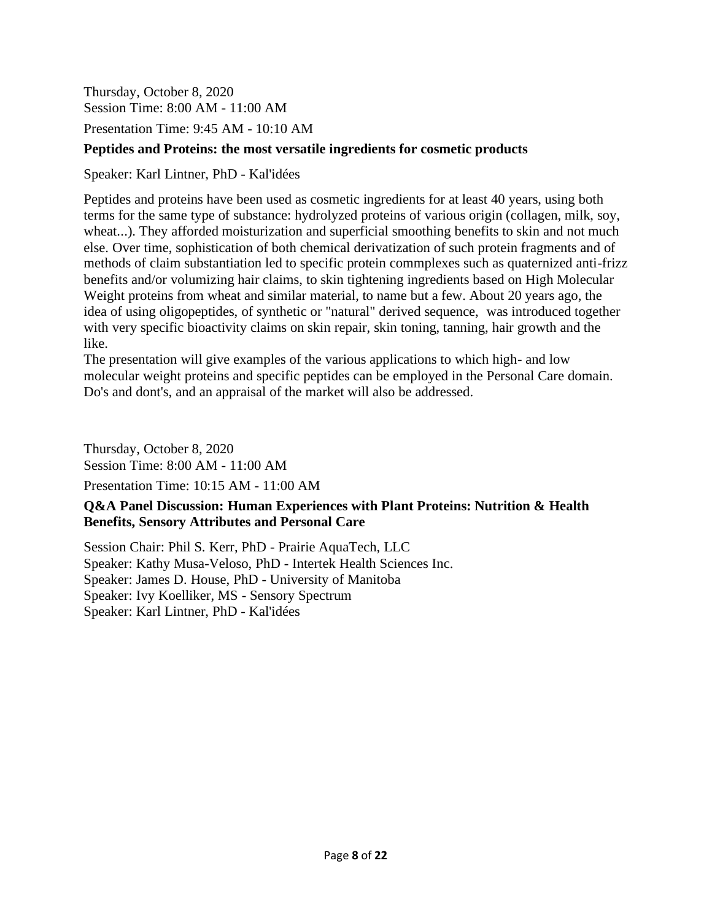Thursday, October 8, 2020
Session Time: 8:00 AM - 11:00 AM

Presentation Time: 9:45 AM - 10:10 AM

**Peptides and Proteins: the most versatile ingredients for cosmetic products**

Speaker: Karl Lintner, PhD - Kal'idées

Peptides and proteins have been used as cosmetic ingredients for at least 40 years, using both terms for the same type of substance: hydrolyzed proteins of various origin (collagen, milk, soy, wheat...). They afforded moisturization and superficial smoothing benefits to skin and not much else. Over time, sophistication of both chemical derivatization of such protein fragments and of methods of claim substantiation led to specific protein commplexes such as quaternized anti-frizz benefits and/or volumizing hair claims, to skin tightening ingredients based on High Molecular Weight proteins from wheat and similar material, to name but a few. About 20 years ago, the idea of using oligopeptides, of synthetic or "natural" derived sequence, was introduced together with very specific bioactivity claims on skin repair, skin toning, tanning, hair growth and the like.
The presentation will give examples of the various applications to which high- and low molecular weight proteins and specific peptides can be employed in the Personal Care domain. Do's and dont's, and an appraisal of the market will also be addressed.

Thursday, October 8, 2020
Session Time: 8:00 AM - 11:00 AM

Presentation Time: 10:15 AM - 11:00 AM

**Q&A Panel Discussion: Human Experiences with Plant Proteins: Nutrition & Health Benefits, Sensory Attributes and Personal Care**

Session Chair: Phil S. Kerr, PhD - Prairie AquaTech, LLC
Speaker: Kathy Musa-Veloso, PhD - Intertek Health Sciences Inc.
Speaker: James D. House, PhD - University of Manitoba
Speaker: Ivy Koelliker, MS - Sensory Spectrum
Speaker: Karl Lintner, PhD - Kal'idées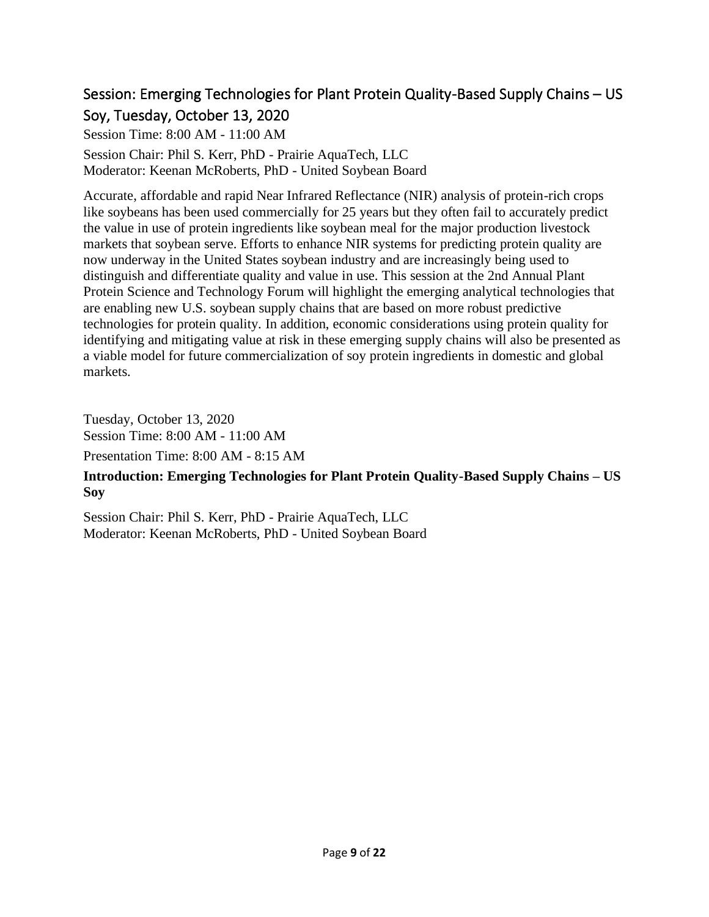## Session: Emerging Technologies for Plant Protein Quality-Based Supply Chains – US Soy, Tuesday, October 13, 2020

Session Time: 8:00 AM - 11:00 AM

Session Chair: Phil S. Kerr, PhD - Prairie AquaTech, LLC
Moderator: Keenan McRoberts, PhD - United Soybean Board

Accurate, affordable and rapid Near Infrared Reflectance (NIR) analysis of protein-rich crops like soybeans has been used commercially for 25 years but they often fail to accurately predict the value in use of protein ingredients like soybean meal for the major production livestock markets that soybean serve. Efforts to enhance NIR systems for predicting protein quality are now underway in the United States soybean industry and are increasingly being used to distinguish and differentiate quality and value in use. This session at the 2nd Annual Plant Protein Science and Technology Forum will highlight the emerging analytical technologies that are enabling new U.S. soybean supply chains that are based on more robust predictive technologies for protein quality. In addition, economic considerations using protein quality for identifying and mitigating value at risk in these emerging supply chains will also be presented as a viable model for future commercialization of soy protein ingredients in domestic and global markets.

Tuesday, October 13, 2020
Session Time: 8:00 AM - 11:00 AM

Presentation Time: 8:00 AM - 8:15 AM

**Introduction: Emerging Technologies for Plant Protein Quality-Based Supply Chains – US Soy**

Session Chair: Phil S. Kerr, PhD - Prairie AquaTech, LLC
Moderator: Keenan McRoberts, PhD - United Soybean Board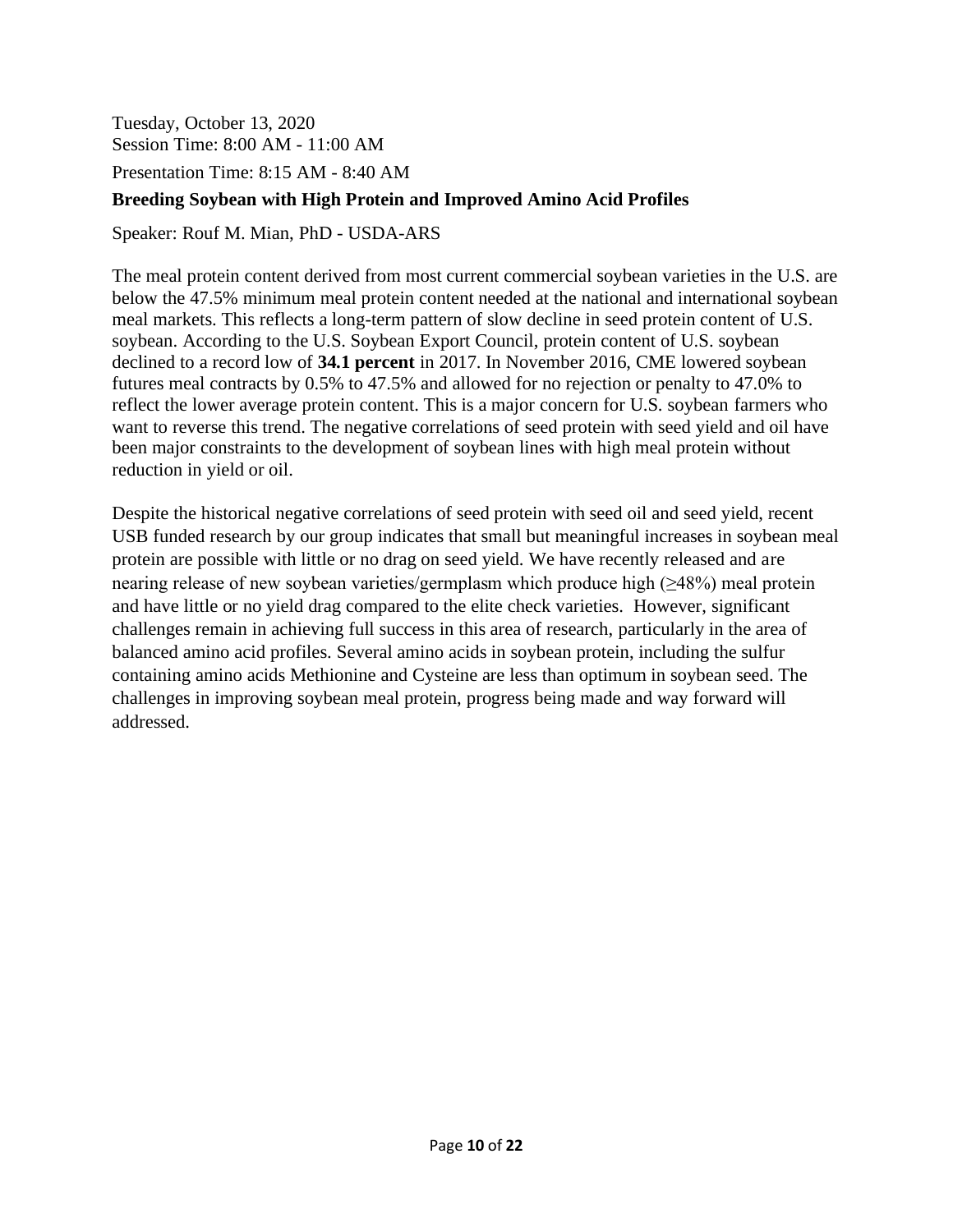Tuesday, October 13, 2020
Session Time: 8:00 AM - 11:00 AM

Presentation Time: 8:15 AM - 8:40 AM

**Breeding Soybean with High Protein and Improved Amino Acid Profiles**

Speaker: Rouf M. Mian, PhD - USDA-ARS

The meal protein content derived from most current commercial soybean varieties in the U.S. are below the 47.5% minimum meal protein content needed at the national and international soybean meal markets. This reflects a long-term pattern of slow decline in seed protein content of U.S. soybean. According to the U.S. Soybean Export Council, protein content of U.S. soybean declined to a record low of **34.1 percent** in 2017. In November 2016, CME lowered soybean futures meal contracts by 0.5% to 47.5% and allowed for no rejection or penalty to 47.0% to reflect the lower average protein content. This is a major concern for U.S. soybean farmers who want to reverse this trend. The negative correlations of seed protein with seed yield and oil have been major constraints to the development of soybean lines with high meal protein without reduction in yield or oil.

Despite the historical negative correlations of seed protein with seed oil and seed yield, recent USB funded research by our group indicates that small but meaningful increases in soybean meal protein are possible with little or no drag on seed yield. We have recently released and are nearing release of new soybean varieties/germplasm which produce high (≥48%) meal protein and have little or no yield drag compared to the elite check varieties. However, significant challenges remain in achieving full success in this area of research, particularly in the area of balanced amino acid profiles. Several amino acids in soybean protein, including the sulfur containing amino acids Methionine and Cysteine are less than optimum in soybean seed. The challenges in improving soybean meal protein, progress being made and way forward will addressed.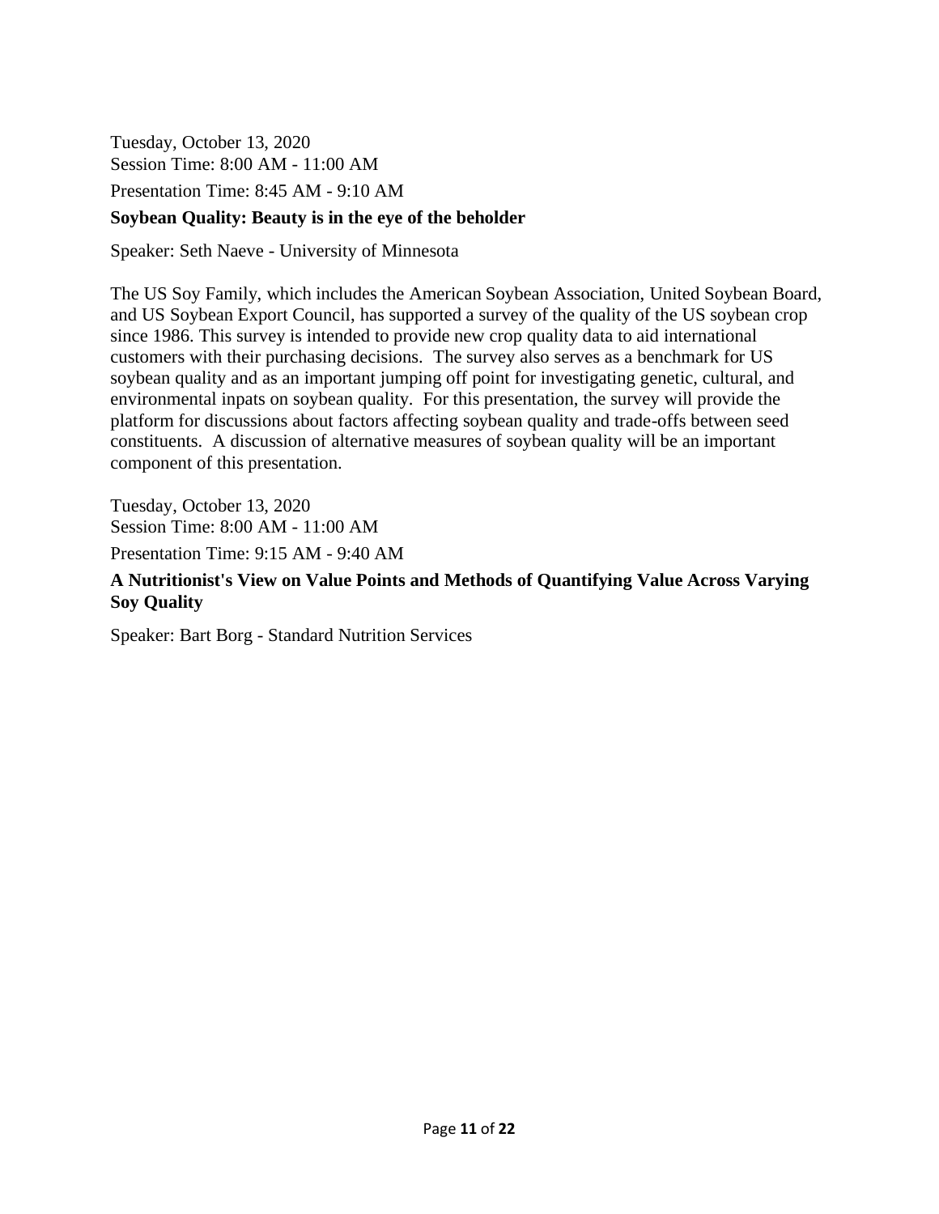Tuesday, October 13, 2020
Session Time: 8:00 AM - 11:00 AM

Presentation Time: 8:45 AM - 9:10 AM

**Soybean Quality: Beauty is in the eye of the beholder**

Speaker: Seth Naeve - University of Minnesota

The US Soy Family, which includes the American Soybean Association, United Soybean Board, and US Soybean Export Council, has supported a survey of the quality of the US soybean crop since 1986. This survey is intended to provide new crop quality data to aid international customers with their purchasing decisions. The survey also serves as a benchmark for US soybean quality and as an important jumping off point for investigating genetic, cultural, and environmental inpats on soybean quality. For this presentation, the survey will provide the platform for discussions about factors affecting soybean quality and trade-offs between seed constituents. A discussion of alternative measures of soybean quality will be an important component of this presentation.

Tuesday, October 13, 2020
Session Time: 8:00 AM - 11:00 AM

Presentation Time: 9:15 AM - 9:40 AM

**A Nutritionist's View on Value Points and Methods of Quantifying Value Across Varying Soy Quality**

Speaker: Bart Borg - Standard Nutrition Services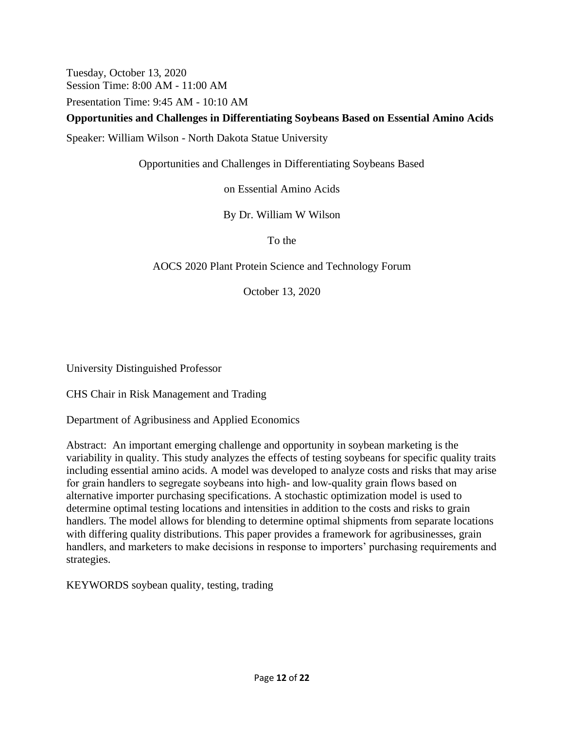Tuesday, October 13, 2020
Session Time: 8:00 AM - 11:00 AM

Presentation Time: 9:45 AM - 10:10 AM

**Opportunities and Challenges in Differentiating Soybeans Based on Essential Amino Acids**

Speaker: William Wilson - North Dakota Statue University

Opportunities and Challenges in Differentiating Soybeans Based

on Essential Amino Acids

By Dr. William W Wilson

To the

AOCS 2020 Plant Protein Science and Technology Forum

October 13, 2020

University Distinguished Professor

CHS Chair in Risk Management and Trading

Department of Agribusiness and Applied Economics

Abstract: An important emerging challenge and opportunity in soybean marketing is the variability in quality. This study analyzes the effects of testing soybeans for specific quality traits including essential amino acids. A model was developed to analyze costs and risks that may arise for grain handlers to segregate soybeans into high- and low-quality grain flows based on alternative importer purchasing specifications. A stochastic optimization model is used to determine optimal testing locations and intensities in addition to the costs and risks to grain handlers. The model allows for blending to determine optimal shipments from separate locations with differing quality distributions. This paper provides a framework for agribusinesses, grain handlers, and marketers to make decisions in response to importers' purchasing requirements and strategies.

KEYWORDS soybean quality, testing, trading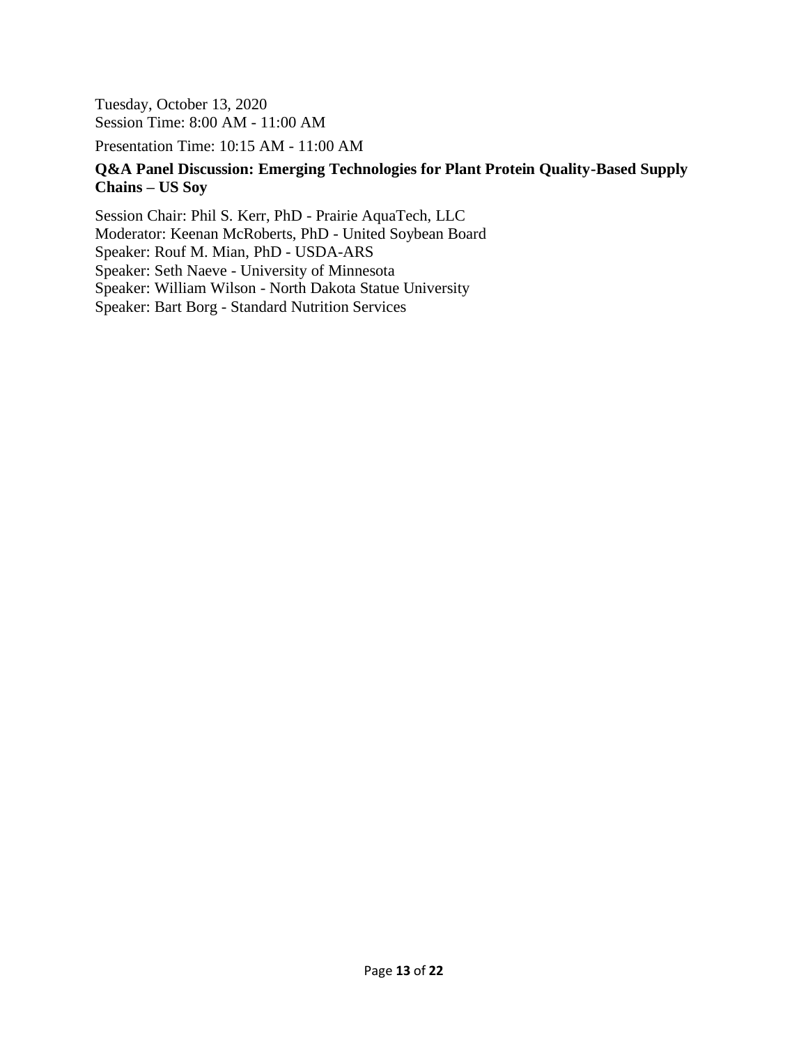Tuesday, October 13, 2020
Session Time: 8:00 AM - 11:00 AM

Presentation Time: 10:15 AM - 11:00 AM

**Q&A Panel Discussion: Emerging Technologies for Plant Protein Quality-Based Supply Chains – US Soy**

Session Chair: Phil S. Kerr, PhD - Prairie AquaTech, LLC
Moderator: Keenan McRoberts, PhD - United Soybean Board
Speaker: Rouf M. Mian, PhD - USDA-ARS
Speaker: Seth Naeve - University of Minnesota
Speaker: William Wilson - North Dakota Statue University
Speaker: Bart Borg - Standard Nutrition Services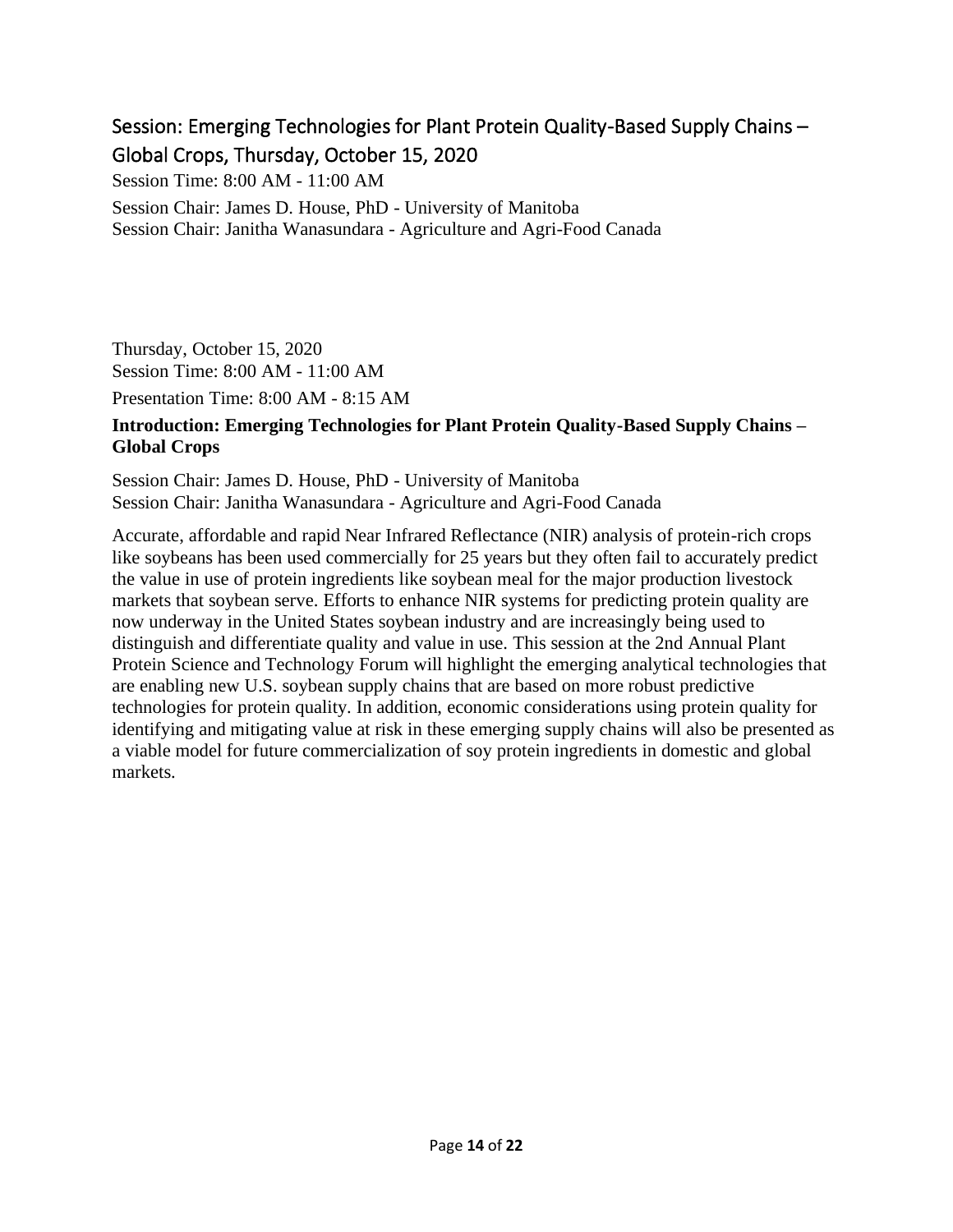## Session: Emerging Technologies for Plant Protein Quality-Based Supply Chains – Global Crops, Thursday, October 15, 2020

Session Time: 8:00 AM - 11:00 AM

Session Chair: James D. House, PhD - University of Manitoba
Session Chair: Janitha Wanasundara - Agriculture and Agri-Food Canada

Thursday, October 15, 2020
Session Time: 8:00 AM - 11:00 AM

Presentation Time: 8:00 AM - 8:15 AM

**Introduction: Emerging Technologies for Plant Protein Quality-Based Supply Chains – Global Crops**

Session Chair: James D. House, PhD - University of Manitoba
Session Chair: Janitha Wanasundara - Agriculture and Agri-Food Canada

Accurate, affordable and rapid Near Infrared Reflectance (NIR) analysis of protein-rich crops like soybeans has been used commercially for 25 years but they often fail to accurately predict the value in use of protein ingredients like soybean meal for the major production livestock markets that soybean serve. Efforts to enhance NIR systems for predicting protein quality are now underway in the United States soybean industry and are increasingly being used to distinguish and differentiate quality and value in use. This session at the 2nd Annual Plant Protein Science and Technology Forum will highlight the emerging analytical technologies that are enabling new U.S. soybean supply chains that are based on more robust predictive technologies for protein quality. In addition, economic considerations using protein quality for identifying and mitigating value at risk in these emerging supply chains will also be presented as a viable model for future commercialization of soy protein ingredients in domestic and global markets.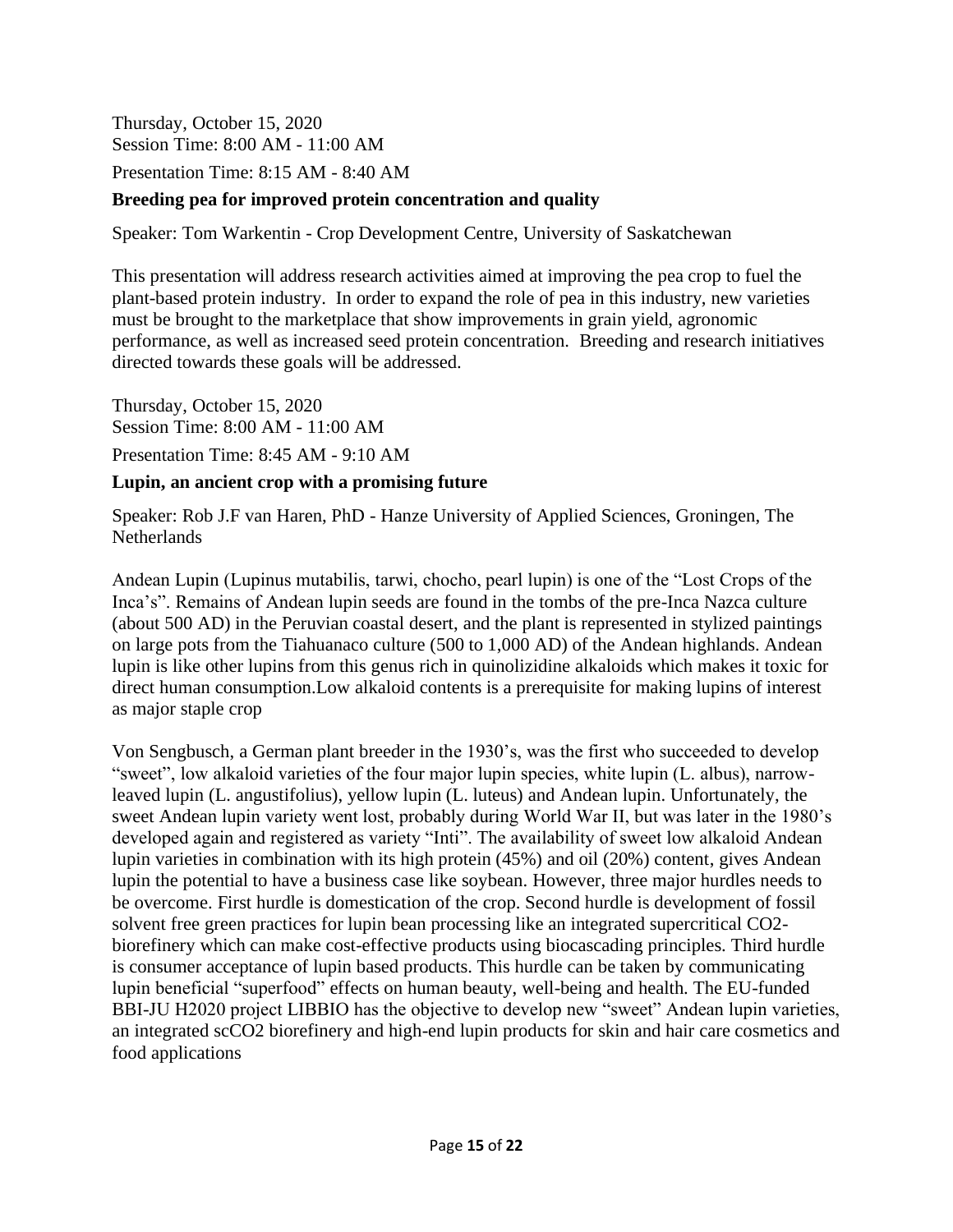Thursday, October 15, 2020
Session Time: 8:00 AM - 11:00 AM

Presentation Time: 8:15 AM - 8:40 AM

**Breeding pea for improved protein concentration and quality**

Speaker: Tom Warkentin - Crop Development Centre, University of Saskatchewan

This presentation will address research activities aimed at improving the pea crop to fuel the plant-based protein industry. In order to expand the role of pea in this industry, new varieties must be brought to the marketplace that show improvements in grain yield, agronomic performance, as well as increased seed protein concentration. Breeding and research initiatives directed towards these goals will be addressed.

Thursday, October 15, 2020
Session Time: 8:00 AM - 11:00 AM

Presentation Time: 8:45 AM - 9:10 AM

**Lupin, an ancient crop with a promising future**

Speaker: Rob J.F van Haren, PhD - Hanze University of Applied Sciences, Groningen, The Netherlands

Andean Lupin (Lupinus mutabilis, tarwi, chocho, pearl lupin) is one of the "Lost Crops of the Inca's". Remains of Andean lupin seeds are found in the tombs of the pre-Inca Nazca culture (about 500 AD) in the Peruvian coastal desert, and the plant is represented in stylized paintings on large pots from the Tiahuanaco culture (500 to 1,000 AD) of the Andean highlands. Andean lupin is like other lupins from this genus rich in quinolizidine alkaloids which makes it toxic for direct human consumption.Low alkaloid contents is a prerequisite for making lupins of interest as major staple crop

Von Sengbusch, a German plant breeder in the 1930's, was the first who succeeded to develop "sweet", low alkaloid varieties of the four major lupin species, white lupin (L. albus), narrow-leaved lupin (L. angustifolius), yellow lupin (L. luteus) and Andean lupin. Unfortunately, the sweet Andean lupin variety went lost, probably during World War II, but was later in the 1980's developed again and registered as variety "Inti". The availability of sweet low alkaloid Andean lupin varieties in combination with its high protein (45%) and oil (20%) content, gives Andean lupin the potential to have a business case like soybean. However, three major hurdles needs to be overcome. First hurdle is domestication of the crop. Second hurdle is development of fossil solvent free green practices for lupin bean processing like an integrated supercritical $CO_2$-biorefinery which can make cost-effective products using biocascading principles. Third hurdle is consumer acceptance of lupin based products. This hurdle can be taken by communicating lupin beneficial "superfood" effects on human beauty, well-being and health. The EU-funded BBI-JU H2020 project LIBBIO has the objective to develop new "sweet" Andean lupin varieties, an integrated $scCO_2$ biorefinery and high-end lupin products for skin and hair care cosmetics and food applications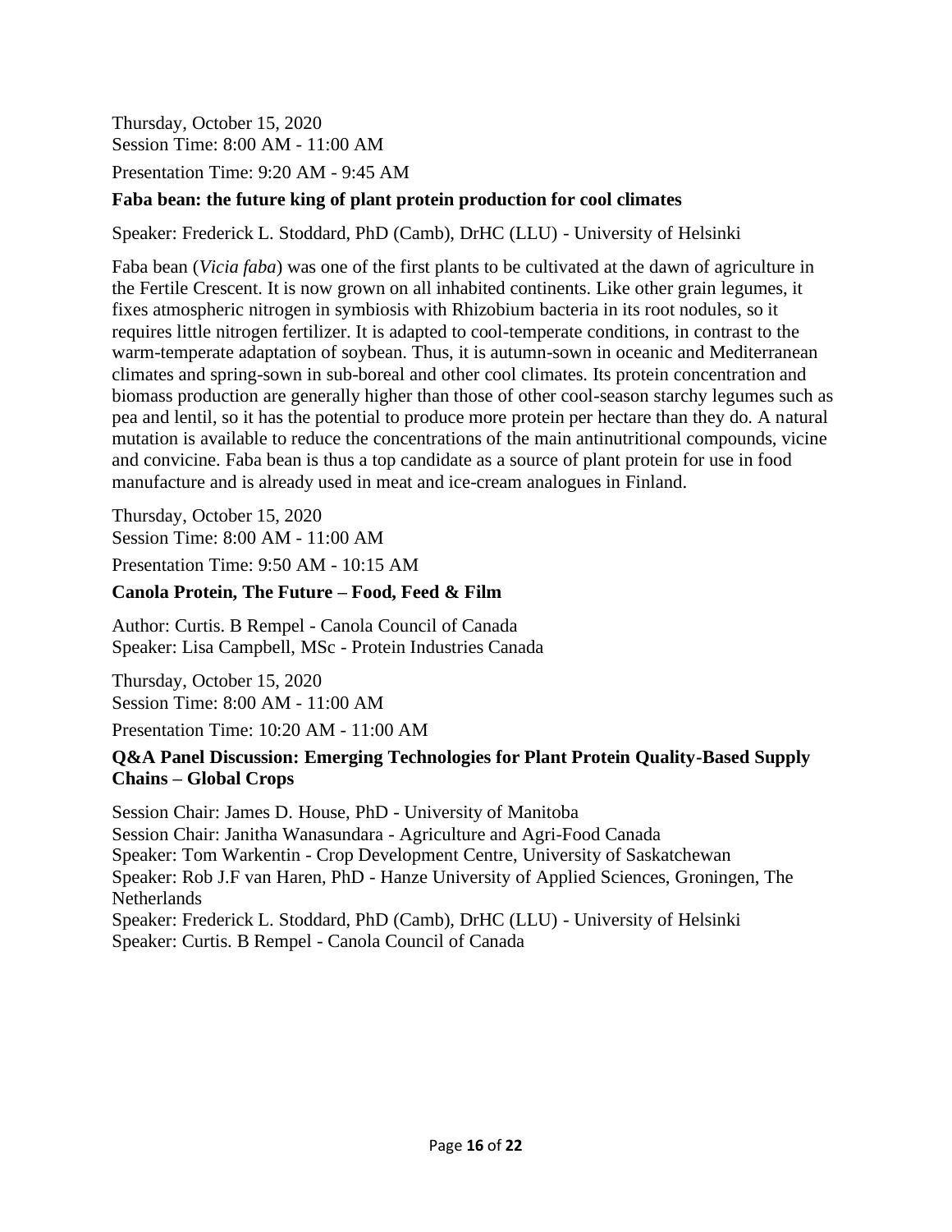Thursday, October 15, 2020
Session Time: 8:00 AM - 11:00 AM

Presentation Time: 9:20 AM - 9:45 AM

**Faba bean: the future king of plant protein production for cool climates**

Speaker: Frederick L. Stoddard, PhD (Camb), DrHC (LLU) - University of Helsinki

Faba bean (*Vicia faba*) was one of the first plants to be cultivated at the dawn of agriculture in the Fertile Crescent. It is now grown on all inhabited continents. Like other grain legumes, it fixes atmospheric nitrogen in symbiosis with Rhizobium bacteria in its root nodules, so it requires little nitrogen fertilizer. It is adapted to cool-temperate conditions, in contrast to the warm-temperate adaptation of soybean. Thus, it is autumn-sown in oceanic and Mediterranean climates and spring-sown in sub-boreal and other cool climates. Its protein concentration and biomass production are generally higher than those of other cool-season starchy legumes such as pea and lentil, so it has the potential to produce more protein per hectare than they do. A natural mutation is available to reduce the concentrations of the main antinutritional compounds, vicine and convicine. Faba bean is thus a top candidate as a source of plant protein for use in food manufacture and is already used in meat and ice-cream analogues in Finland.

Thursday, October 15, 2020
Session Time: 8:00 AM - 11:00 AM

Presentation Time: 9:50 AM - 10:15 AM

**Canola Protein, The Future – Food, Feed & Film**

Author: Curtis. B Rempel - Canola Council of Canada
Speaker: Lisa Campbell, MSc - Protein Industries Canada

Thursday, October 15, 2020
Session Time: 8:00 AM - 11:00 AM

Presentation Time: 10:20 AM - 11:00 AM

**Q&A Panel Discussion: Emerging Technologies for Plant Protein Quality-Based Supply Chains – Global Crops**

Session Chair: James D. House, PhD - University of Manitoba
Session Chair: Janitha Wanasundara - Agriculture and Agri-Food Canada
Speaker: Tom Warkentin - Crop Development Centre, University of Saskatchewan
Speaker: Rob J.F van Haren, PhD - Hanze University of Applied Sciences, Groningen, The Netherlands
Speaker: Frederick L. Stoddard, PhD (Camb), DrHC (LLU) - University of Helsinki
Speaker: Curtis. B Rempel - Canola Council of Canada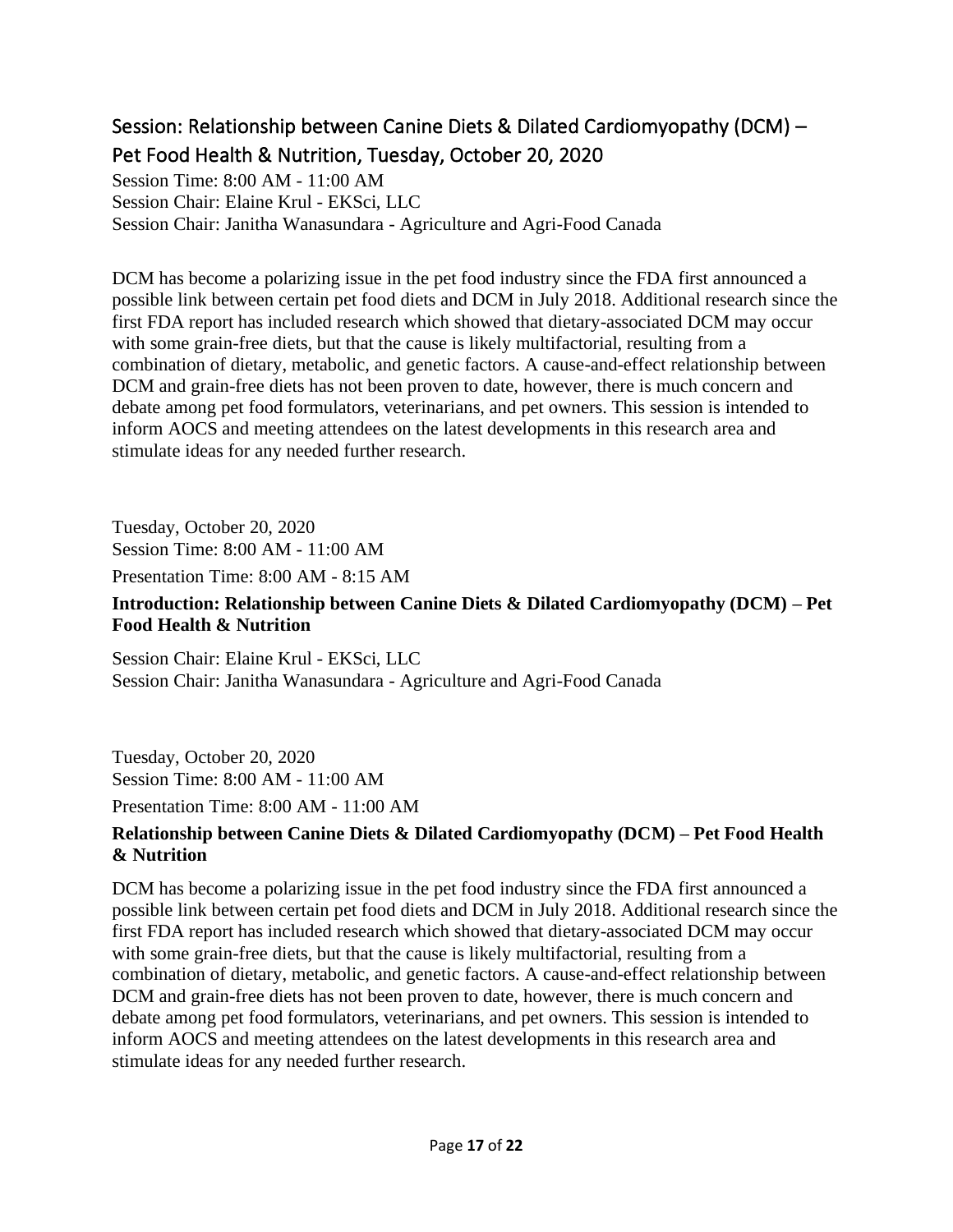## Session: Relationship between Canine Diets & Dilated Cardiomyopathy (DCM) – Pet Food Health & Nutrition, Tuesday, October 20, 2020

Session Time: 8:00 AM - 11:00 AM
Session Chair: Elaine Krul - EKSci, LLC
Session Chair: Janitha Wanasundara - Agriculture and Agri-Food Canada

DCM has become a polarizing issue in the pet food industry since the FDA first announced a possible link between certain pet food diets and DCM in July 2018. Additional research since the first FDA report has included research which showed that dietary-associated DCM may occur with some grain-free diets, but that the cause is likely multifactorial, resulting from a combination of dietary, metabolic, and genetic factors. A cause-and-effect relationship between DCM and grain-free diets has not been proven to date, however, there is much concern and debate among pet food formulators, veterinarians, and pet owners. This session is intended to inform AOCS and meeting attendees on the latest developments in this research area and stimulate ideas for any needed further research.

Tuesday, October 20, 2020
Session Time: 8:00 AM - 11:00 AM
Presentation Time: 8:00 AM - 8:15 AM

**Introduction: Relationship between Canine Diets & Dilated Cardiomyopathy (DCM) – Pet Food Health & Nutrition**

Session Chair: Elaine Krul - EKSci, LLC
Session Chair: Janitha Wanasundara - Agriculture and Agri-Food Canada

Tuesday, October 20, 2020
Session Time: 8:00 AM - 11:00 AM
Presentation Time: 8:00 AM - 11:00 AM

**Relationship between Canine Diets & Dilated Cardiomyopathy (DCM) – Pet Food Health & Nutrition**

DCM has become a polarizing issue in the pet food industry since the FDA first announced a possible link between certain pet food diets and DCM in July 2018. Additional research since the first FDA report has included research which showed that dietary-associated DCM may occur with some grain-free diets, but that the cause is likely multifactorial, resulting from a combination of dietary, metabolic, and genetic factors. A cause-and-effect relationship between DCM and grain-free diets has not been proven to date, however, there is much concern and debate among pet food formulators, veterinarians, and pet owners. This session is intended to inform AOCS and meeting attendees on the latest developments in this research area and stimulate ideas for any needed further research.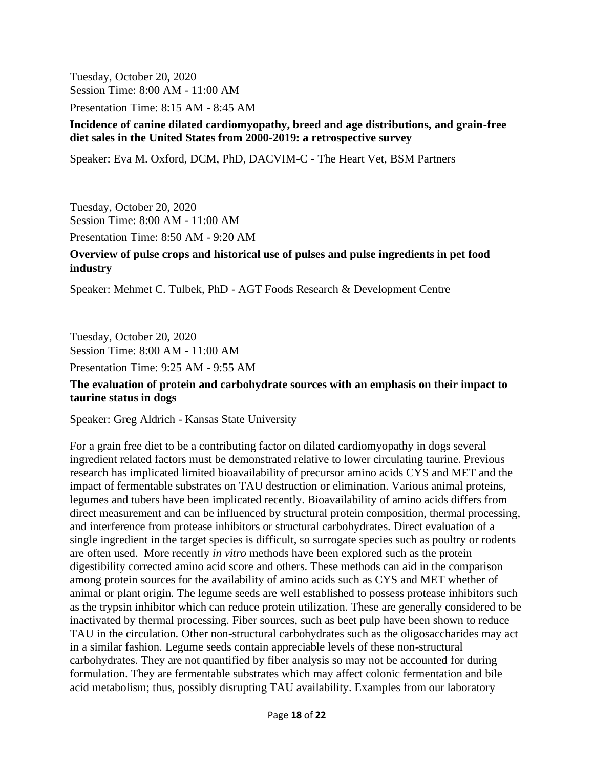Tuesday, October 20, 2020
Session Time: 8:00 AM - 11:00 AM

Presentation Time: 8:15 AM - 8:45 AM

**Incidence of canine dilated cardiomyopathy, breed and age distributions, and grain-free diet sales in the United States from 2000-2019: a retrospective survey**

Speaker: Eva M. Oxford, DCM, PhD, DACVIM-C - The Heart Vet, BSM Partners

Tuesday, October 20, 2020
Session Time: 8:00 AM - 11:00 AM

Presentation Time: 8:50 AM - 9:20 AM

**Overview of pulse crops and historical use of pulses and pulse ingredients in pet food industry**

Speaker: Mehmet C. Tulbek, PhD - AGT Foods Research & Development Centre

Tuesday, October 20, 2020
Session Time: 8:00 AM - 11:00 AM

Presentation Time: 9:25 AM - 9:55 AM

**The evaluation of protein and carbohydrate sources with an emphasis on their impact to taurine status in dogs**

Speaker: Greg Aldrich - Kansas State University

For a grain free diet to be a contributing factor on dilated cardiomyopathy in dogs several ingredient related factors must be demonstrated relative to lower circulating taurine. Previous research has implicated limited bioavailability of precursor amino acids CYS and MET and the impact of fermentable substrates on TAU destruction or elimination. Various animal proteins, legumes and tubers have been implicated recently. Bioavailability of amino acids differs from direct measurement and can be influenced by structural protein composition, thermal processing, and interference from protease inhibitors or structural carbohydrates. Direct evaluation of a single ingredient in the target species is difficult, so surrogate species such as poultry or rodents are often used. More recently *in vitro* methods have been explored such as the protein digestibility corrected amino acid score and others. These methods can aid in the comparison among protein sources for the availability of amino acids such as CYS and MET whether of animal or plant origin. The legume seeds are well established to possess protease inhibitors such as the trypsin inhibitor which can reduce protein utilization. These are generally considered to be inactivated by thermal processing. Fiber sources, such as beet pulp have been shown to reduce TAU in the circulation. Other non-structural carbohydrates such as the oligosaccharides may act in a similar fashion. Legume seeds contain appreciable levels of these non-structural carbohydrates. They are not quantified by fiber analysis so may not be accounted for during formulation. They are fermentable substrates which may affect colonic fermentation and bile acid metabolism; thus, possibly disrupting TAU availability. Examples from our laboratory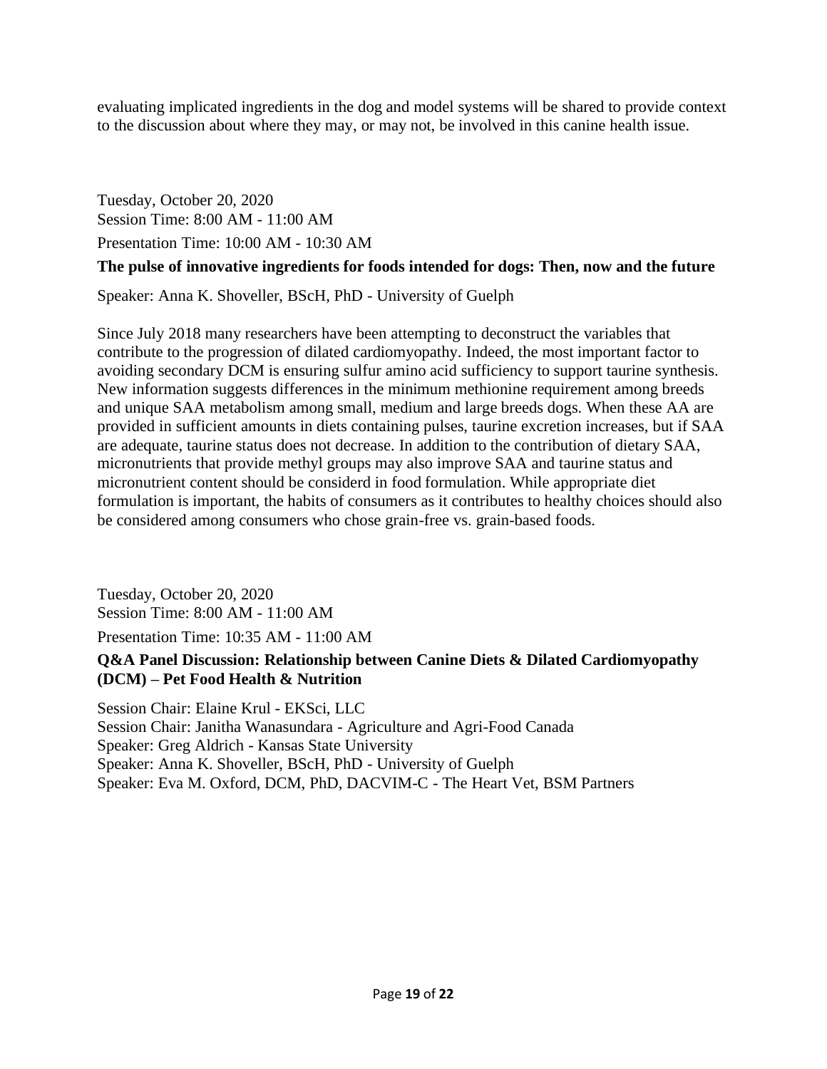evaluating implicated ingredients in the dog and model systems will be shared to provide context to the discussion about where they may, or may not, be involved in this canine health issue.

Tuesday, October 20, 2020
Session Time: 8:00 AM - 11:00 AM

Presentation Time: 10:00 AM - 10:30 AM

**The pulse of innovative ingredients for foods intended for dogs: Then, now and the future**

Speaker: Anna K. Shoveller, BScH, PhD - University of Guelph

Since July 2018 many researchers have been attempting to deconstruct the variables that contribute to the progression of dilated cardiomyopathy. Indeed, the most important factor to avoiding secondary DCM is ensuring sulfur amino acid sufficiency to support taurine synthesis. New information suggests differences in the minimum methionine requirement among breeds and unique SAA metabolism among small, medium and large breeds dogs. When these AA are provided in sufficient amounts in diets containing pulses, taurine excretion increases, but if SAA are adequate, taurine status does not decrease. In addition to the contribution of dietary SAA, micronutrients that provide methyl groups may also improve SAA and taurine status and micronutrient content should be considerd in food formulation. While appropriate diet formulation is important, the habits of consumers as it contributes to healthy choices should also be considered among consumers who chose grain-free vs. grain-based foods.

Tuesday, October 20, 2020
Session Time: 8:00 AM - 11:00 AM

Presentation Time: 10:35 AM - 11:00 AM

**Q&A Panel Discussion: Relationship between Canine Diets & Dilated Cardiomyopathy (DCM) – Pet Food Health & Nutrition**

Session Chair: Elaine Krul - EKSci, LLC
Session Chair: Janitha Wanasundara - Agriculture and Agri-Food Canada
Speaker: Greg Aldrich - Kansas State University
Speaker: Anna K. Shoveller, BScH, PhD - University of Guelph
Speaker: Eva M. Oxford, DCM, PhD, DACVIM-C - The Heart Vet, BSM Partners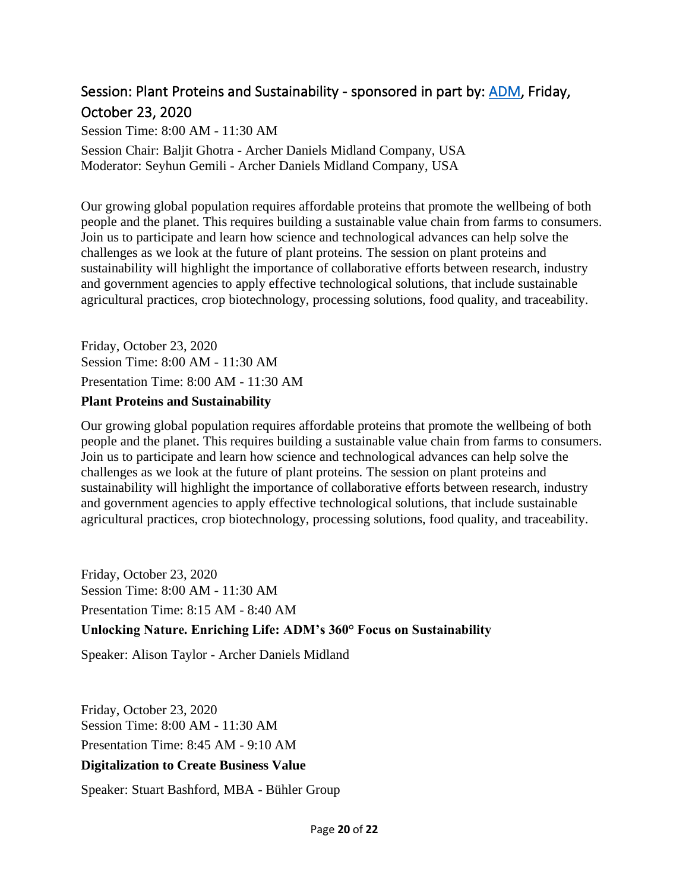## Session: Plant Proteins and Sustainability - sponsored in part by: [ADM](ADM), Friday, October 23, 2020

Session Time: 8:00 AM - 11:30 AM

Session Chair: Baljit Ghotra - Archer Daniels Midland Company, USA
Moderator: Seyhun Gemili - Archer Daniels Midland Company, USA

Our growing global population requires affordable proteins that promote the wellbeing of both people and the planet. This requires building a sustainable value chain from farms to consumers. Join us to participate and learn how science and technological advances can help solve the challenges as we look at the future of plant proteins. The session on plant proteins and sustainability will highlight the importance of collaborative efforts between research, industry and government agencies to apply effective technological solutions, that include sustainable agricultural practices, crop biotechnology, processing solutions, food quality, and traceability.

Friday, October 23, 2020
Session Time: 8:00 AM - 11:30 AM
Presentation Time: 8:00 AM - 11:30 AM

**Plant Proteins and Sustainability**

Our growing global population requires affordable proteins that promote the wellbeing of both people and the planet. This requires building a sustainable value chain from farms to consumers. Join us to participate and learn how science and technological advances can help solve the challenges as we look at the future of plant proteins. The session on plant proteins and sustainability will highlight the importance of collaborative efforts between research, industry and government agencies to apply effective technological solutions, that include sustainable agricultural practices, crop biotechnology, processing solutions, food quality, and traceability.

Friday, October 23, 2020
Session Time: 8:00 AM - 11:30 AM
Presentation Time: 8:15 AM - 8:40 AM

**Unlocking Nature. Enriching Life: ADM's 360° Focus on Sustainability**

Speaker: Alison Taylor - Archer Daniels Midland

Friday, October 23, 2020
Session Time: 8:00 AM - 11:30 AM
Presentation Time: 8:45 AM - 9:10 AM

**Digitalization to Create Business Value**

Speaker: Stuart Bashford, MBA - Bühler Group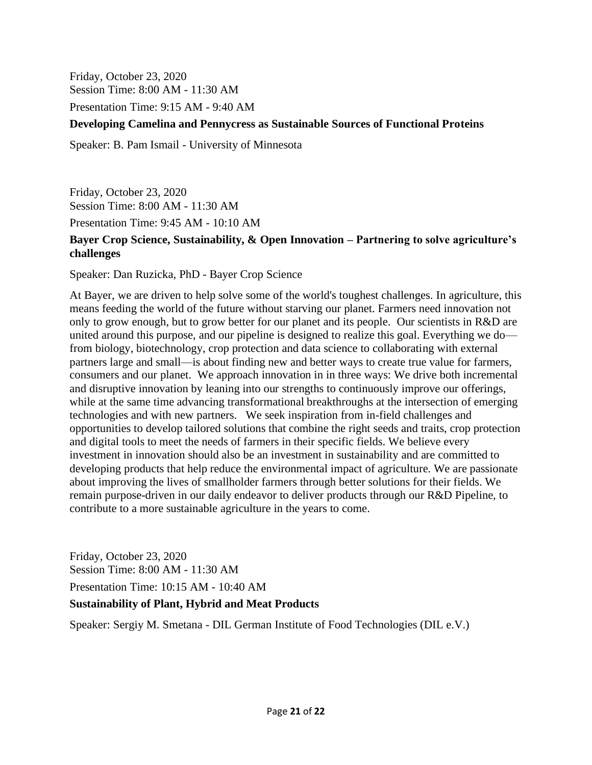Friday, October 23, 2020
Session Time: 8:00 AM - 11:30 AM

Presentation Time: 9:15 AM - 9:40 AM

**Developing Camelina and Pennycress as Sustainable Sources of Functional Proteins**

Speaker: B. Pam Ismail - University of Minnesota

Friday, October 23, 2020
Session Time: 8:00 AM - 11:30 AM

Presentation Time: 9:45 AM - 10:10 AM

**Bayer Crop Science, Sustainability, & Open Innovation – Partnering to solve agriculture's challenges**

Speaker: Dan Ruzicka, PhD - Bayer Crop Science

At Bayer, we are driven to help solve some of the world's toughest challenges. In agriculture, this means feeding the world of the future without starving our planet. Farmers need innovation not only to grow enough, but to grow better for our planet and its people. Our scientists in R&D are united around this purpose, and our pipeline is designed to realize this goal. Everything we do—from biology, biotechnology, crop protection and data science to collaborating with external partners large and small—is about finding new and better ways to create true value for farmers, consumers and our planet. We approach innovation in in three ways: We drive both incremental and disruptive innovation by leaning into our strengths to continuously improve our offerings, while at the same time advancing transformational breakthroughs at the intersection of emerging technologies and with new partners. We seek inspiration from in-field challenges and opportunities to develop tailored solutions that combine the right seeds and traits, crop protection and digital tools to meet the needs of farmers in their specific fields. We believe every investment in innovation should also be an investment in sustainability and are committed to developing products that help reduce the environmental impact of agriculture. We are passionate about improving the lives of smallholder farmers through better solutions for their fields. We remain purpose-driven in our daily endeavor to deliver products through our R&D Pipeline, to contribute to a more sustainable agriculture in the years to come.

Friday, October 23, 2020
Session Time: 8:00 AM - 11:30 AM

Presentation Time: 10:15 AM - 10:40 AM

**Sustainability of Plant, Hybrid and Meat Products**

Speaker: Sergiy M. Smetana - DIL German Institute of Food Technologies (DIL e.V.)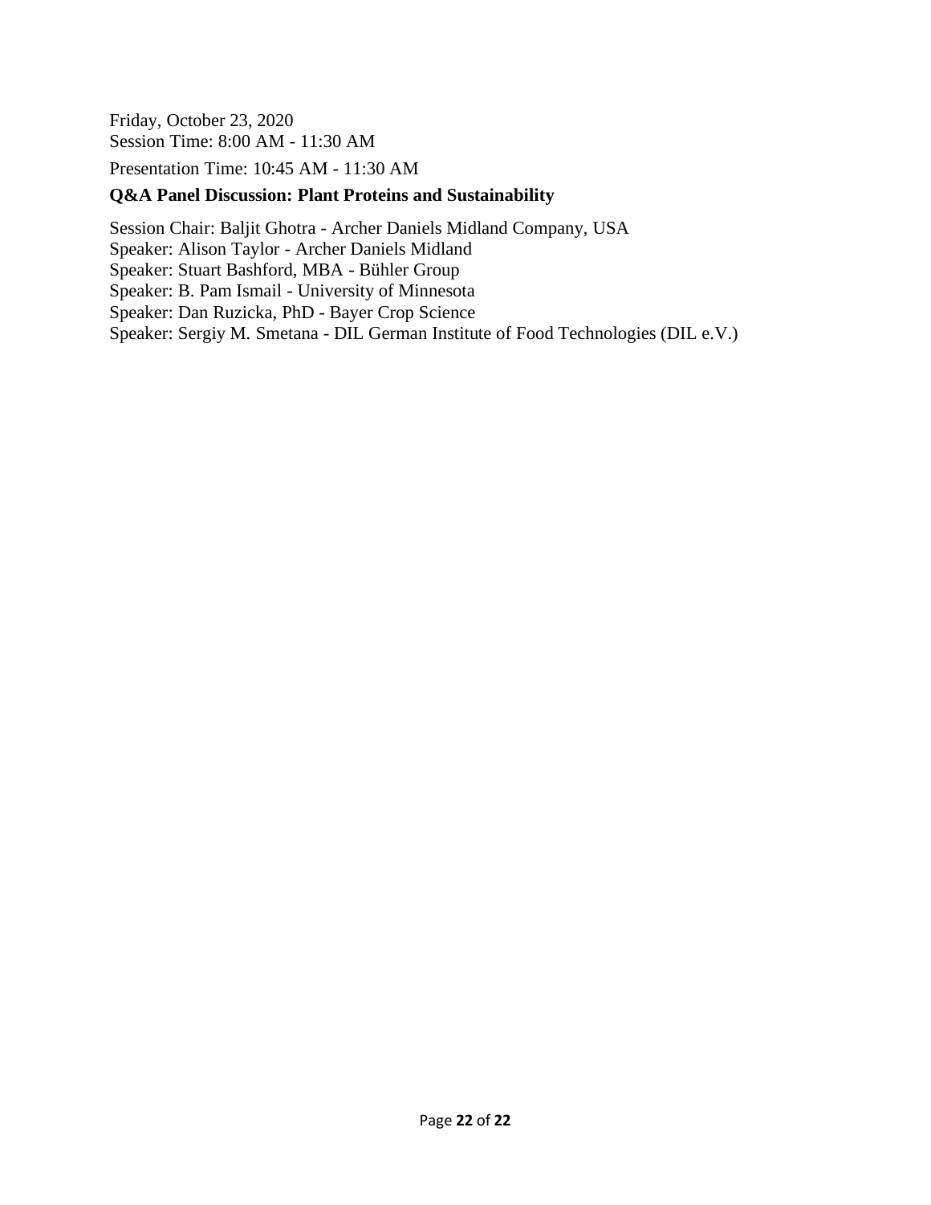Friday, October 23, 2020
Session Time: 8:00 AM - 11:30 AM

Presentation Time: 10:45 AM - 11:30 AM

**Q&A Panel Discussion: Plant Proteins and Sustainability**

Session Chair: Baljit Ghotra - Archer Daniels Midland Company, USA
Speaker: Alison Taylor - Archer Daniels Midland
Speaker: Stuart Bashford, MBA - Bühler Group
Speaker: B. Pam Ismail - University of Minnesota
Speaker: Dan Ruzicka, PhD - Bayer Crop Science
Speaker: Sergiy M. Smetana - DIL German Institute of Food Technologies (DIL e.V.)